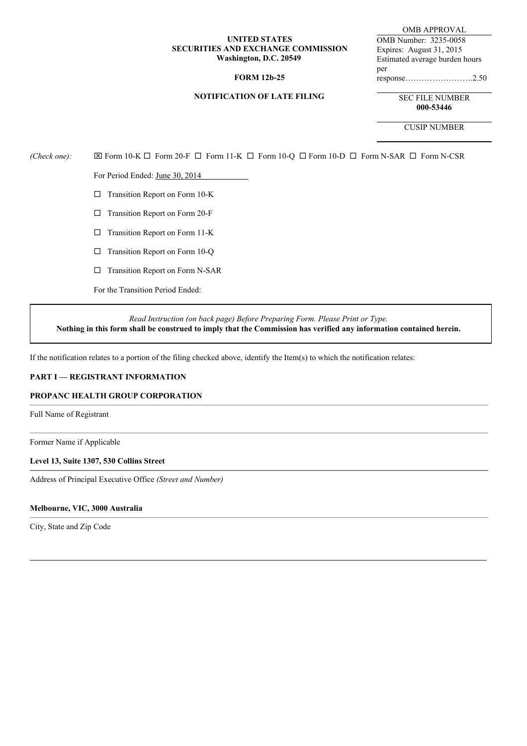**UNITED STATES**
**SECURITIES AND EXCHANGE COMMISSION**
**Washington, D.C. 20549**

**FORM 12b-25**

**NOTIFICATION OF LATE FILING**

OMB APPROVAL
OMB Number: 3235-0058
Expires: August 31, 2015
Estimated average burden hours per response……………………..2.50

SEC FILE NUMBER
**000-53446**

CUSIP NUMBER

*(Check one):* ☒ Form 10-K ☐ Form 20-F ☐ Form 11-K ☐ Form 10-Q ☐ Form 10-D ☐ Form N-SAR ☐ Form N-CSR

For Period Ended: June 30, 2014

☐ Transition Report on Form 10-K

☐ Transition Report on Form 20-F

☐ Transition Report on Form 11-K

☐ Transition Report on Form 10-Q

☐ Transition Report on Form N-SAR

For the Transition Period Ended:

*Read Instruction (on back page) Before Preparing Form. Please Print or Type.*
**Nothing in this form shall be construed to imply that the Commission has verified any information contained herein.**

If the notification relates to a portion of the filing checked above, identify the Item(s) to which the notification relates:

**PART I — REGISTRANT INFORMATION**

**PROPANC HEALTH GROUP CORPORATION**

Full Name of Registrant

Former Name if Applicable

**Level 13, Suite 1307, 530 Collins Street**

Address of Principal Executive Office *(Street and Number)*

**Melbourne, VIC, 3000 Australia**

City, State and Zip Code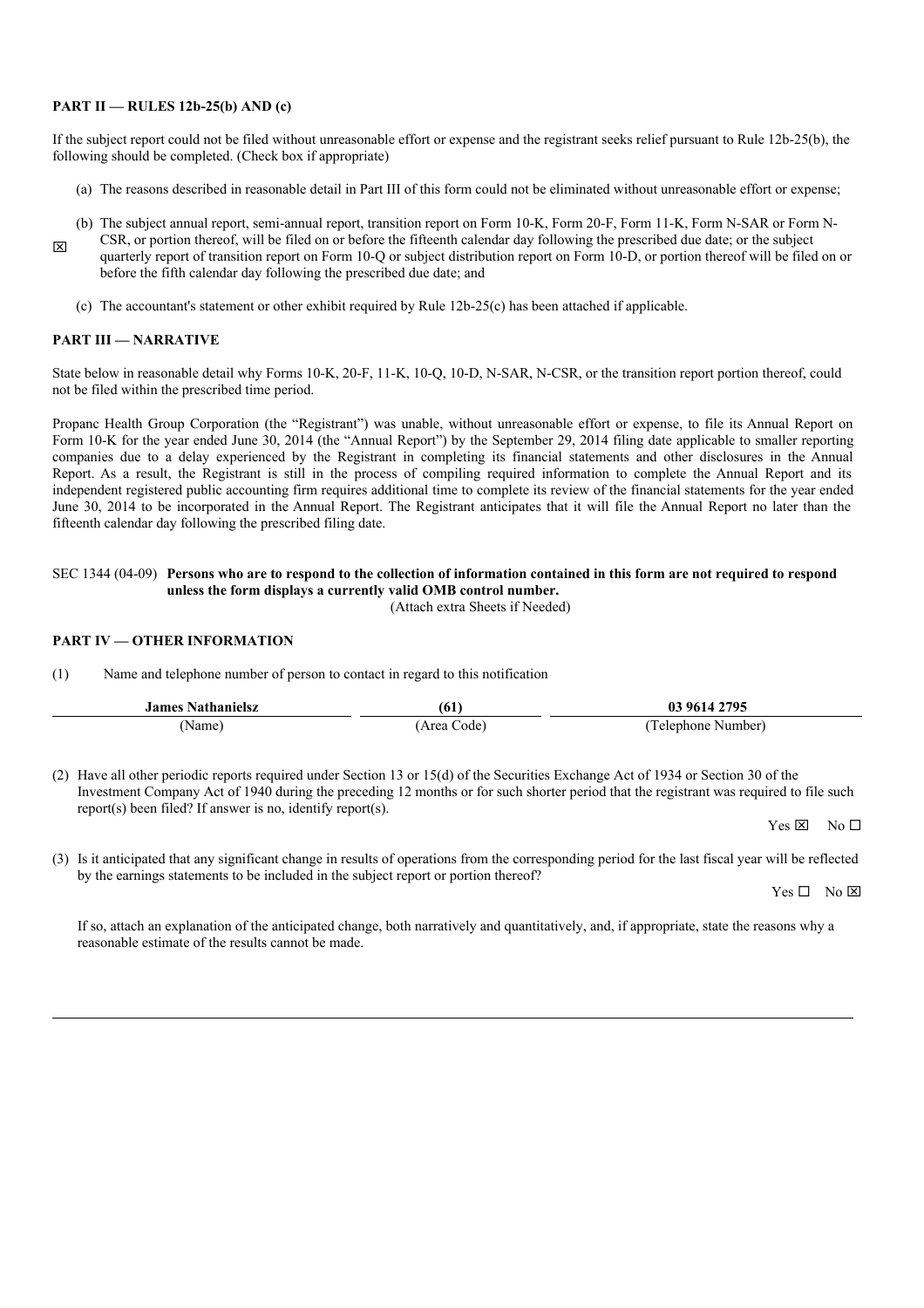**PART II — RULES 12b-25(b) AND (c)**

If the subject report could not be filed without unreasonable effort or expense and the registrant seeks relief pursuant to Rule 12b-25(b), the following should be completed. (Check box if appropriate)

☒

(a) The reasons described in reasonable detail in Part III of this form could not be eliminated without unreasonable effort or expense;

(b) The subject annual report, semi-annual report, transition report on Form 10-K, Form 20-F, Form 11-K, Form N-SAR or Form N-CSR, or portion thereof, will be filed on or before the fifteenth calendar day following the prescribed due date; or the subject quarterly report of transition report on Form 10-Q or subject distribution report on Form 10-D, or portion thereof will be filed on or before the fifth calendar day following the prescribed due date; and

(c) The accountant's statement or other exhibit required by Rule 12b-25(c) has been attached if applicable.

**PART III — NARRATIVE**

State below in reasonable detail why Forms 10-K, 20-F, 11-K, 10-Q, 10-D, N-SAR, N-CSR, or the transition report portion thereof, could not be filed within the prescribed time period.

Propanc Health Group Corporation (the "Registrant") was unable, without unreasonable effort or expense, to file its Annual Report on Form 10-K for the year ended June 30, 2014 (the "Annual Report") by the September 29, 2014 filing date applicable to smaller reporting companies due to a delay experienced by the Registrant in completing its financial statements and other disclosures in the Annual Report. As a result, the Registrant is still in the process of compiling required information to complete the Annual Report and its independent registered public accounting firm requires additional time to complete its review of the financial statements for the year ended June 30, 2014 to be incorporated in the Annual Report. The Registrant anticipates that it will file the Annual Report no later than the fifteenth calendar day following the prescribed filing date.

SEC 1344 (04-09) **Persons who are to respond to the collection of information contained in this form are not required to respond unless the form displays a currently valid OMB control number.**

(Attach extra Sheets if Needed)

**PART IV — OTHER INFORMATION**

(1) Name and telephone number of person to contact in regard to this notification

| **James Nathanielsz** | **(61)** | **03 9614 2795** |
|---|---|---|
| (Name) | (Area Code) | (Telephone Number) |

(2) Have all other periodic reports required under Section 13 or 15(d) of the Securities Exchange Act of 1934 or Section 30 of the Investment Company Act of 1940 during the preceding 12 months or for such shorter period that the registrant was required to file such report(s) been filed? If answer is no, identify report(s).

Yes ☒ No ☐

(3) Is it anticipated that any significant change in results of operations from the corresponding period for the last fiscal year will be reflected by the earnings statements to be included in the subject report or portion thereof?

Yes ☐ No ☒

If so, attach an explanation of the anticipated change, both narratively and quantitatively, and, if appropriate, state the reasons why a reasonable estimate of the results cannot be made.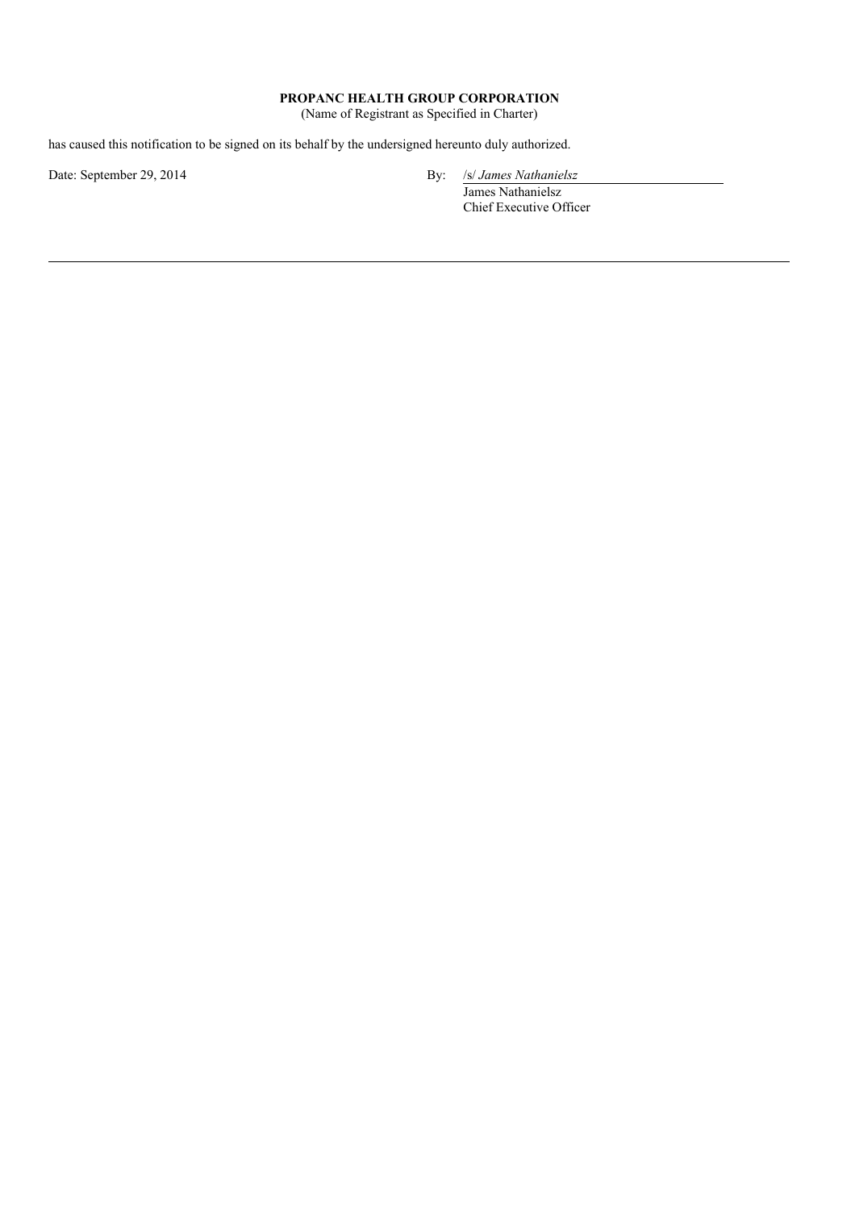**PROPANC HEALTH GROUP CORPORATION**
(Name of Registrant as Specified in Charter)

has caused this notification to be signed on its behalf by the undersigned hereunto duly authorized.

Date: September 29, 2014

By: /s/ *James Nathanielsz*
James Nathanielsz
Chief Executive Officer